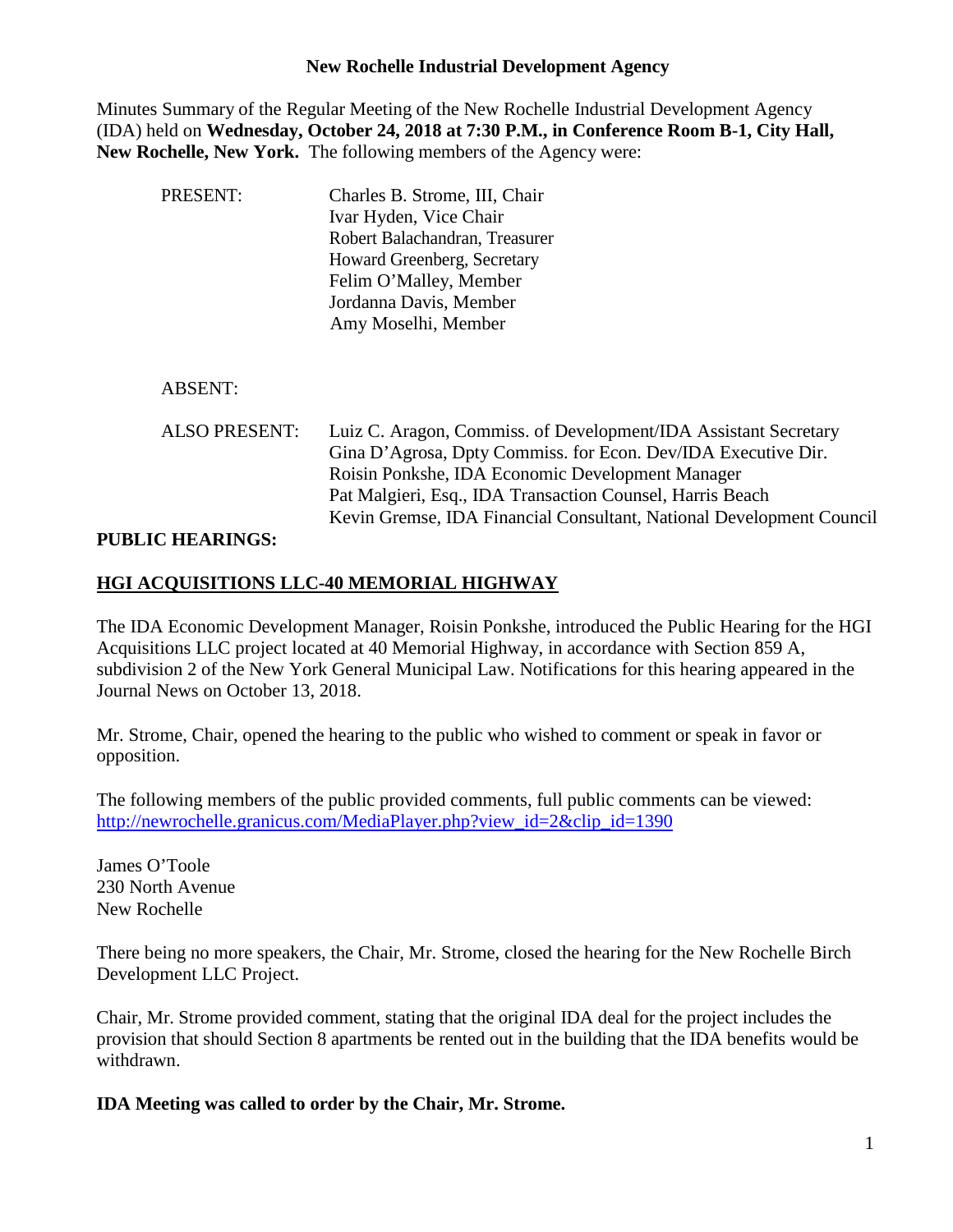# New Rochelle Industrial Development Agency

Minutes Summary of the Regular Meeting of the New Rochelle Industrial Development Agency (IDA) held on **Wednesday, October 24, 2018 at 7:30 P.M., in Conference Room B-1, City Hall, New Rochelle, New York.** The following members of the Agency were:

PRESENT:
- Charles B. Strome, III, Chair
- Ivar Hyden, Vice Chair
- Robert Balachandran, Treasurer
- Howard Greenberg, Secretary
- Felim O'Malley, Member
- Jordanna Davis, Member
- Amy Moselhi, Member

ABSENT:

ALSO PRESENT:
- Luiz C. Aragon, Commiss. of Development/IDA Assistant Secretary
- Gina D'Agrosa, Dpty Commiss. for Econ. Dev/IDA Executive Dir.
- Roisin Ponkshe, IDA Economic Development Manager
- Pat Malgieri, Esq., IDA Transaction Counsel, Harris Beach
- Kevin Gremse, IDA Financial Consultant, National Development Council

## PUBLIC HEARINGS:

### HGI ACQUISITIONS LLC-40 MEMORIAL HIGHWAY

The IDA Economic Development Manager, Roisin Ponkshe, introduced the Public Hearing for the HGI Acquisitions LLC project located at 40 Memorial Highway, in accordance with Section 859 A, subdivision 2 of the New York General Municipal Law. Notifications for this hearing appeared in the Journal News on October 13, 2018.

Mr. Strome, Chair, opened the hearing to the public who wished to comment or speak in favor or opposition.

The following members of the public provided comments, full public comments can be viewed: http://newrochelle.granicus.com/MediaPlayer.php?view_id=2&clip_id=1390

James O'Toole
230 North Avenue
New Rochelle

There being no more speakers, the Chair, Mr. Strome, closed the hearing for the New Rochelle Birch Development LLC Project.

Chair, Mr. Strome provided comment, stating that the original IDA deal for the project includes the provision that should Section 8 apartments be rented out in the building that the IDA benefits would be withdrawn.

**IDA Meeting was called to order by the Chair, Mr. Strome.**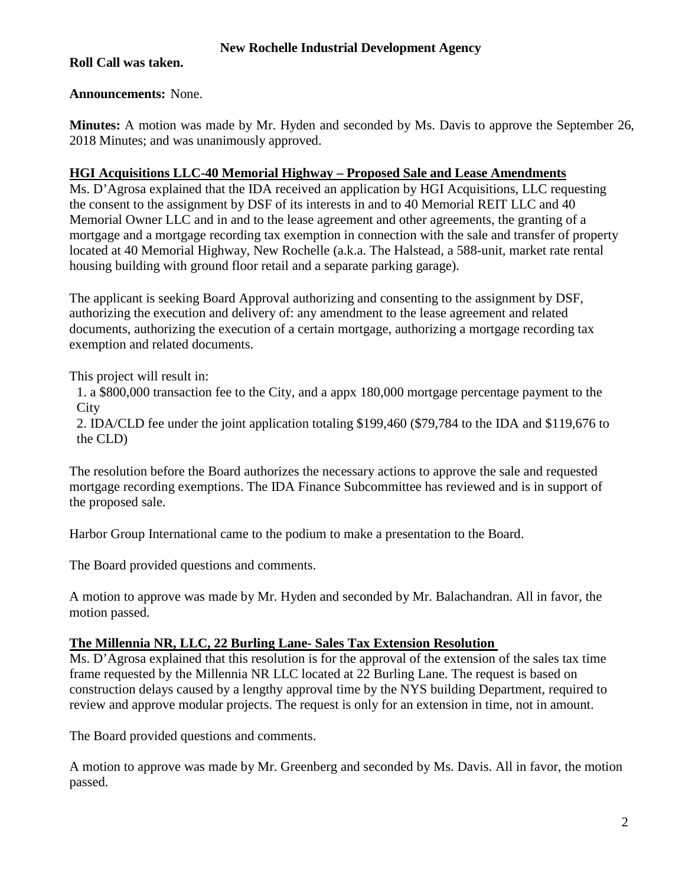**New Rochelle Industrial Development Agency**

**Roll Call was taken.**

**Announcements:** None.

**Minutes:** A motion was made by Mr. Hyden and seconded by Ms. Davis to approve the September 26, 2018 Minutes; and was unanimously approved.

**HGI Acquisitions LLC-40 Memorial Highway – Proposed Sale and Lease Amendments**

Ms. D'Agrosa explained that the IDA received an application by HGI Acquisitions, LLC requesting the consent to the assignment by DSF of its interests in and to 40 Memorial REIT LLC and 40 Memorial Owner LLC and in and to the lease agreement and other agreements, the granting of a mortgage and a mortgage recording tax exemption in connection with the sale and transfer of property located at 40 Memorial Highway, New Rochelle (a.k.a. The Halstead, a 588-unit, market rate rental housing building with ground floor retail and a separate parking garage).

The applicant is seeking Board Approval authorizing and consenting to the assignment by DSF, authorizing the execution and delivery of: any amendment to the lease agreement and related documents, authorizing the execution of a certain mortgage, authorizing a mortgage recording tax exemption and related documents.

This project will result in:

1. a $800,000 transaction fee to the City, and a appx 180,000 mortgage percentage payment to the City
2. IDA/CLD fee under the joint application totaling $199,460 ($79,784 to the IDA and $119,676 to the CLD)

The resolution before the Board authorizes the necessary actions to approve the sale and requested mortgage recording exemptions. The IDA Finance Subcommittee has reviewed and is in support of the proposed sale.

Harbor Group International came to the podium to make a presentation to the Board.

The Board provided questions and comments.

A motion to approve was made by Mr. Hyden and seconded by Mr. Balachandran. All in favor, the motion passed.

**The Millennia NR, LLC, 22 Burling Lane- Sales Tax Extension Resolution**

Ms. D'Agrosa explained that this resolution is for the approval of the extension of the sales tax time frame requested by the Millennia NR LLC located at 22 Burling Lane. The request is based on construction delays caused by a lengthy approval time by the NYS building Department, required to review and approve modular projects. The request is only for an extension in time, not in amount.

The Board provided questions and comments.

A motion to approve was made by Mr. Greenberg and seconded by Ms. Davis. All in favor, the motion passed.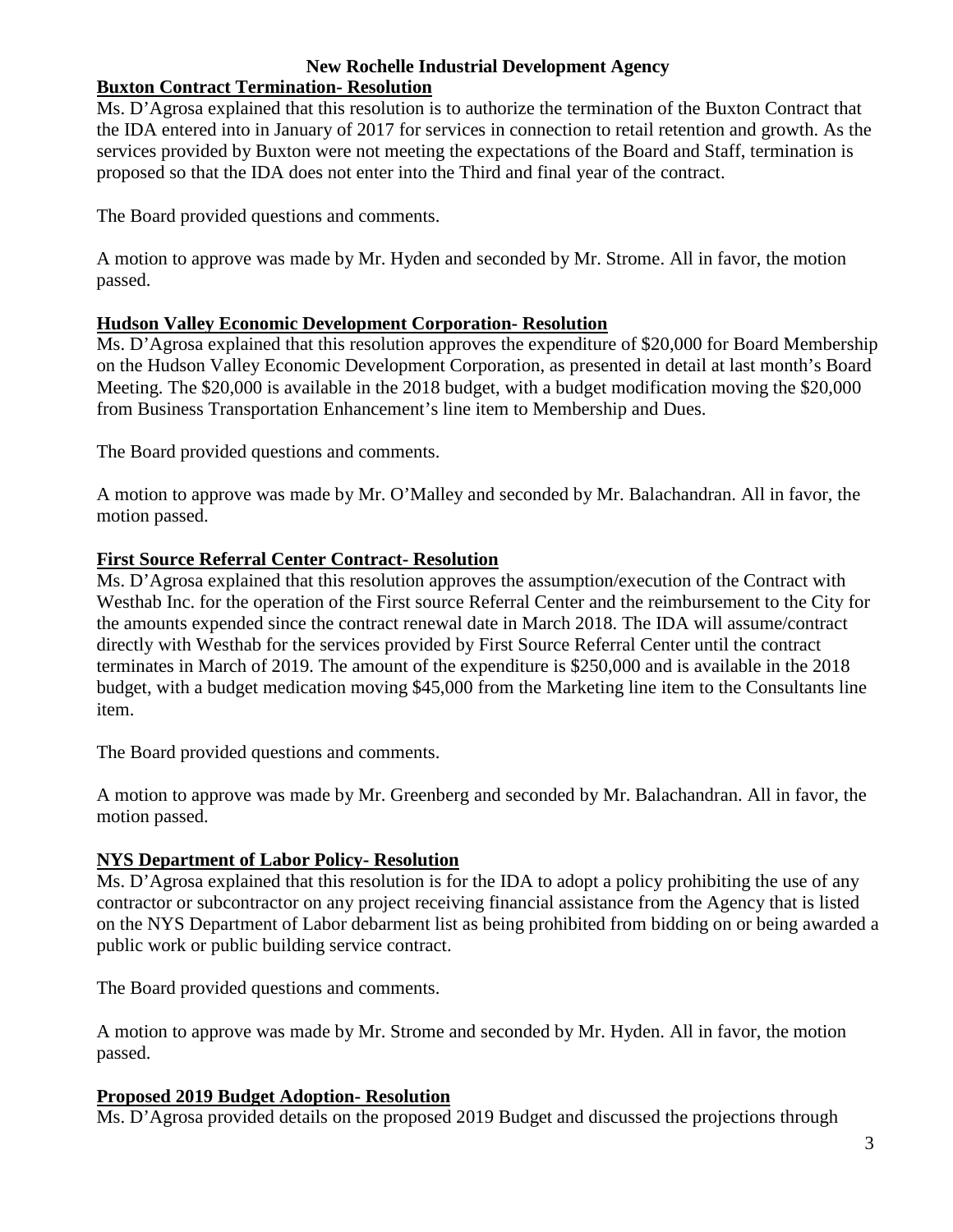**New Rochelle Industrial Development Agency**

**Buxton Contract Termination- Resolution**

Ms. D'Agrosa explained that this resolution is to authorize the termination of the Buxton Contract that the IDA entered into in January of 2017 for services in connection to retail retention and growth. As the services provided by Buxton were not meeting the expectations of the Board and Staff, termination is proposed so that the IDA does not enter into the Third and final year of the contract.

The Board provided questions and comments.

A motion to approve was made by Mr. Hyden and seconded by Mr. Strome. All in favor, the motion passed.

**Hudson Valley Economic Development Corporation- Resolution**

Ms. D'Agrosa explained that this resolution approves the expenditure of $20,000 for Board Membership on the Hudson Valley Economic Development Corporation, as presented in detail at last month's Board Meeting. The $20,000 is available in the 2018 budget, with a budget modification moving the $20,000 from Business Transportation Enhancement's line item to Membership and Dues.

The Board provided questions and comments.

A motion to approve was made by Mr. O'Malley and seconded by Mr. Balachandran. All in favor, the motion passed.

**First Source Referral Center Contract- Resolution**

Ms. D'Agrosa explained that this resolution approves the assumption/execution of the Contract with Westhab Inc. for the operation of the First source Referral Center and the reimbursement to the City for the amounts expended since the contract renewal date in March 2018. The IDA will assume/contract directly with Westhab for the services provided by First Source Referral Center until the contract terminates in March of 2019. The amount of the expenditure is $250,000 and is available in the 2018 budget, with a budget medication moving $45,000 from the Marketing line item to the Consultants line item.

The Board provided questions and comments.

A motion to approve was made by Mr. Greenberg and seconded by Mr. Balachandran. All in favor, the motion passed.

**NYS Department of Labor Policy- Resolution**

Ms. D'Agrosa explained that this resolution is for the IDA to adopt a policy prohibiting the use of any contractor or subcontractor on any project receiving financial assistance from the Agency that is listed on the NYS Department of Labor debarment list as being prohibited from bidding on or being awarded a public work or public building service contract.

The Board provided questions and comments.

A motion to approve was made by Mr. Strome and seconded by Mr. Hyden. All in favor, the motion passed.

**Proposed 2019 Budget Adoption- Resolution**

Ms. D'Agrosa provided details on the proposed 2019 Budget and discussed the projections through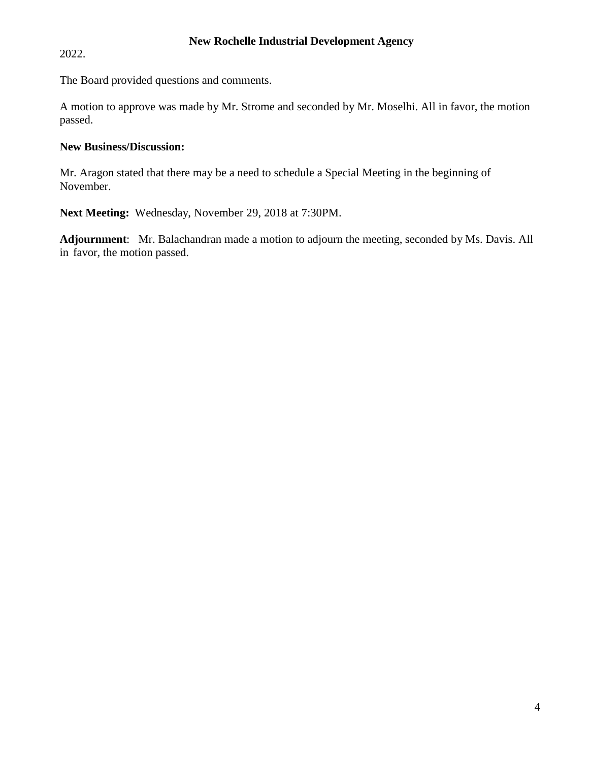2022.

The Board provided questions and comments.

A motion to approve was made by Mr. Strome and seconded by Mr. Moselhi. All in favor, the motion passed.

**New Business/Discussion:**

Mr. Aragon stated that there may be a need to schedule a Special Meeting in the beginning of November.

**Next Meeting:** Wednesday, November 29, 2018 at 7:30PM.

**Adjournment**: Mr. Balachandran made a motion to adjourn the meeting, seconded by Ms. Davis. All in favor, the motion passed.